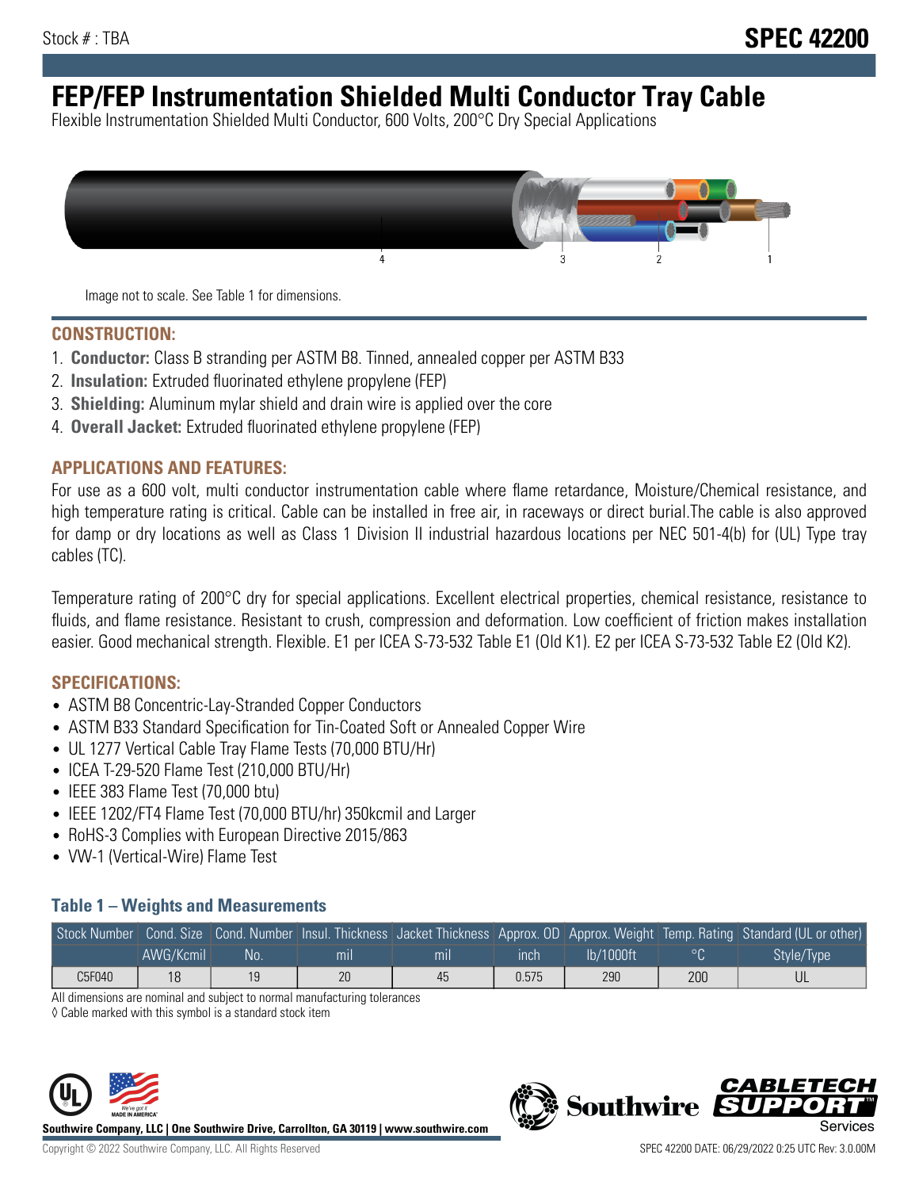Stock # : TBA

# SPEC 42200

# FEP/FEP Instrumentation Shielded Multi Conductor Tray Cable

Flexible Instrumentation Shielded Multi Conductor, 600 Volts, 200°C Dry Special Applications

Image not to scale. See Table 1 for dimensions.

## CONSTRUCTION:

1. **Conductor:** Class B stranding per ASTM B8. Tinned, annealed copper per ASTM B33
2. **Insulation:** Extruded fluorinated ethylene propylene (FEP)
3. **Shielding:** Aluminum mylar shield and drain wire is applied over the core
4. **Overall Jacket:** Extruded fluorinated ethylene propylene (FEP)

## APPLICATIONS AND FEATURES:

For use as a 600 volt, multi conductor instrumentation cable where flame retardance, Moisture/Chemical resistance, and high temperature rating is critical. Cable can be installed in free air, in raceways or direct burial.The cable is also approved for damp or dry locations as well as Class 1 Division II industrial hazardous locations per NEC 501-4(b) for (UL) Type tray cables (TC).

Temperature rating of 200°C dry for special applications. Excellent electrical properties, chemical resistance, resistance to fluids, and flame resistance. Resistant to crush, compression and deformation. Low coefficient of friction makes installation easier. Good mechanical strength. Flexible. E1 per ICEA S-73-532 Table E1 (Old K1). E2 per ICEA S-73-532 Table E2 (Old K2).

## SPECIFICATIONS:

- ASTM B8 Concentric-Lay-Stranded Copper Conductors
- ASTM B33 Standard Specification for Tin-Coated Soft or Annealed Copper Wire
- UL 1277 Vertical Cable Tray Flame Tests (70,000 BTU/Hr)
- ICEA T-29-520 Flame Test (210,000 BTU/Hr)
- IEEE 383 Flame Test (70,000 btu)
- IEEE 1202/FT4 Flame Test (70,000 BTU/hr) 350kcmil and Larger
- RoHS-3 Complies with European Directive 2015/863
- VW-1 (Vertical-Wire) Flame Test

### Table 1 – Weights and Measurements

| Stock Number | Cond. Size | Cond. Number | Insul. Thickness | Jacket Thickness | Approx. OD | Approx. Weight | Temp. Rating | Standard (UL or other) |
|---|---|---|---|---|---|---|---|---|
| | AWG/Kcmil | No. | mil | mil | inch | lb/1000ft | °C | Style/Type |
| C5F040 | 18 | 19 | 20 | 45 | 0.575 | 290 | 200 | UL |

All dimensions are nominal and subject to normal manufacturing tolerances

◊ Cable marked with this symbol is a standard stock item

Southwire Company, LLC | One Southwire Drive, Carrollton, GA 30119 | www.southwire.com

Copyright © 2022 Southwire Company, LLC. All Rights Reserved

SPEC 42200 DATE: 06/29/2022 0:25 UTC Rev: 3.0.00M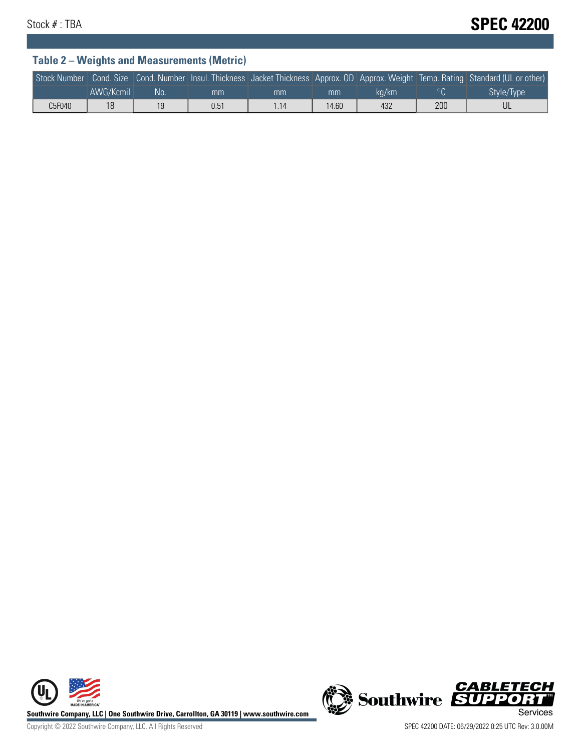### Table 2 – Weights and Measurements (Metric)

| Stock Number | Cond. Size | Cond. Number | Insul. Thickness | Jacket Thickness | Approx. OD | Approx. Weight | Temp. Rating | Standard (UL or other) |
|---|---|---|---|---|---|---|---|---|
| | AWG/Kcmil | No. | mm | mm | mm | kg/km | °C | Style/Type |
| C5F040 | 18 | 19 | 0.51 | 1.14 | 14.60 | 432 | 200 | UL |

Southwire Company, LLC | One Southwire Drive, Carrollton, GA 30119 | www.southwire.com

Copyright © 2022 Southwire Company, LLC. All Rights Reserved

SPEC 42200 DATE: 06/29/2022 0:25 UTC Rev: 3.0.00M